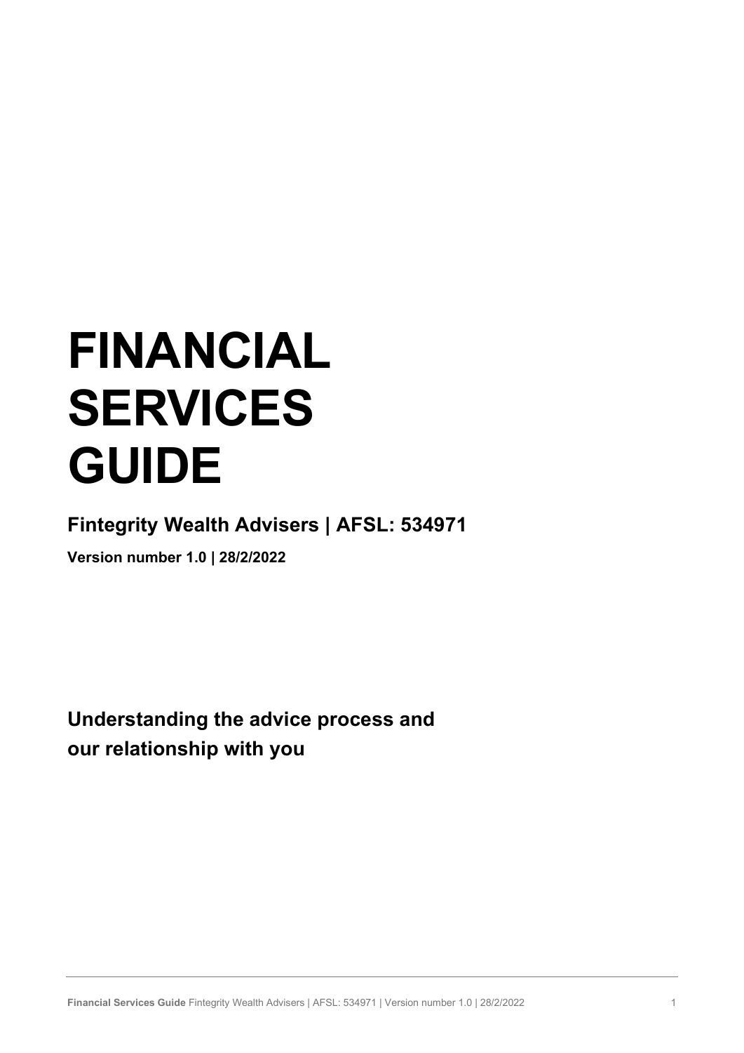# FINANCIAL SERVICES GUIDE

## Fintegrity Wealth Advisers | AFSL: 534971

**Version number 1.0 | 28/2/2022**

## Understanding the advice process and our relationship with you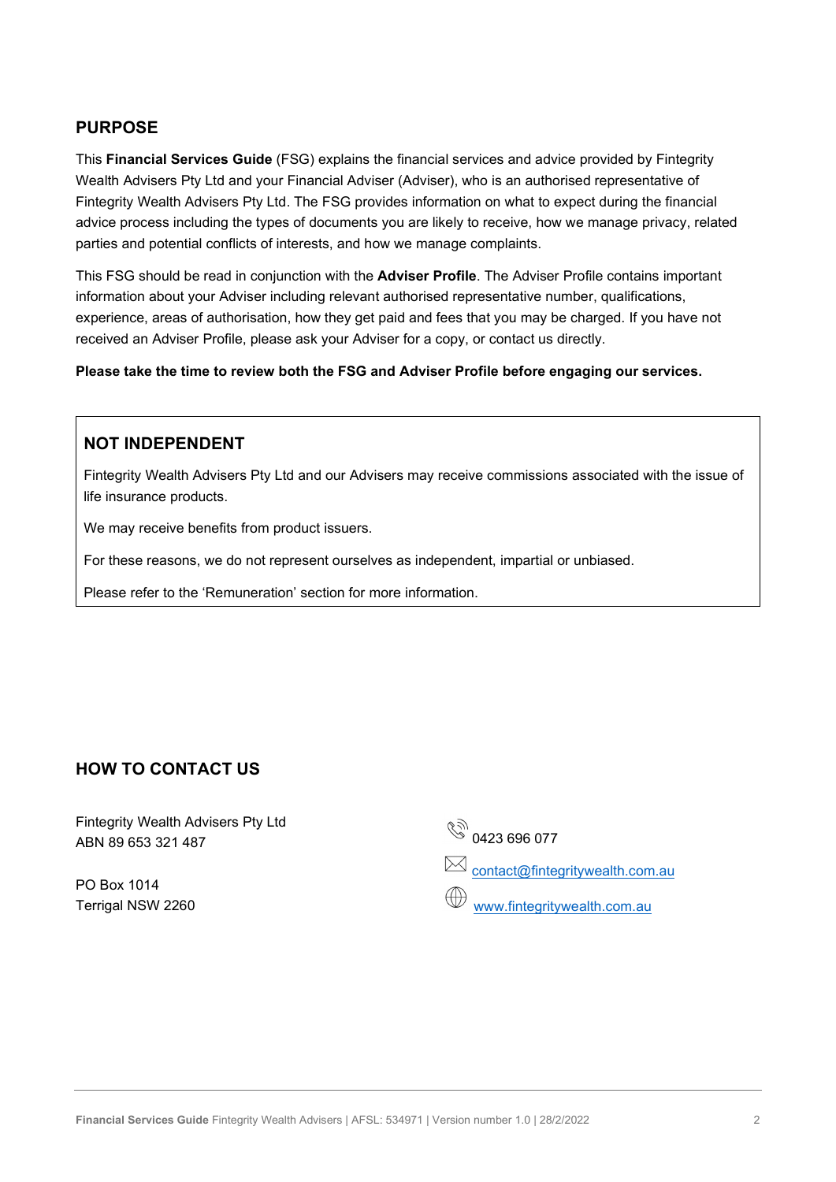## PURPOSE

This **Financial Services Guide** (FSG) explains the financial services and advice provided by Fintegrity Wealth Advisers Pty Ltd and your Financial Adviser (Adviser), who is an authorised representative of Fintegrity Wealth Advisers Pty Ltd. The FSG provides information on what to expect during the financial advice process including the types of documents you are likely to receive, how we manage privacy, related parties and potential conflicts of interests, and how we manage complaints.

This FSG should be read in conjunction with the **Adviser Profile**. The Adviser Profile contains important information about your Adviser including relevant authorised representative number, qualifications, experience, areas of authorisation, how they get paid and fees that you may be charged. If you have not received an Adviser Profile, please ask your Adviser for a copy, or contact us directly.

**Please take the time to review both the FSG and Adviser Profile before engaging our services.**

## NOT INDEPENDENT

Fintegrity Wealth Advisers Pty Ltd and our Advisers may receive commissions associated with the issue of life insurance products.

We may receive benefits from product issuers.

For these reasons, we do not represent ourselves as independent, impartial or unbiased.

Please refer to the 'Remuneration' section for more information.

## HOW TO CONTACT US

Fintegrity Wealth Advisers Pty Ltd
ABN 89 653 321 487

PO Box 1014
Terrigal NSW 2260

0423 696 077

contact@fintegritywealth.com.au

www.fintegritywealth.com.au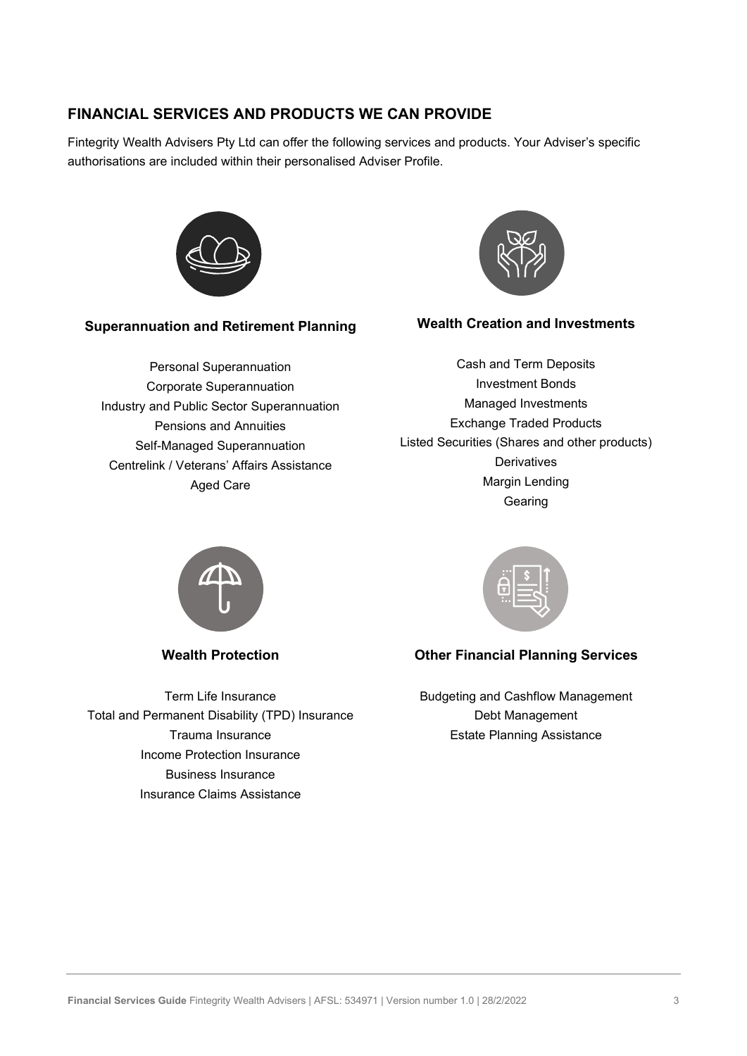## FINANCIAL SERVICES AND PRODUCTS WE CAN PROVIDE

Fintegrity Wealth Advisers Pty Ltd can offer the following services and products. Your Adviser's specific authorisations are included within their personalised Adviser Profile.

### Superannuation and Retirement Planning

Personal Superannuation
Corporate Superannuation
Industry and Public Sector Superannuation
Pensions and Annuities
Self-Managed Superannuation
Centrelink / Veterans' Affairs Assistance
Aged Care

### Wealth Creation and Investments

Cash and Term Deposits
Investment Bonds
Managed Investments
Exchange Traded Products
Listed Securities (Shares and other products)
Derivatives
Margin Lending
Gearing

### Wealth Protection

Term Life Insurance
Total and Permanent Disability (TPD) Insurance
Trauma Insurance
Income Protection Insurance
Business Insurance
Insurance Claims Assistance

### Other Financial Planning Services

Budgeting and Cashflow Management
Debt Management
Estate Planning Assistance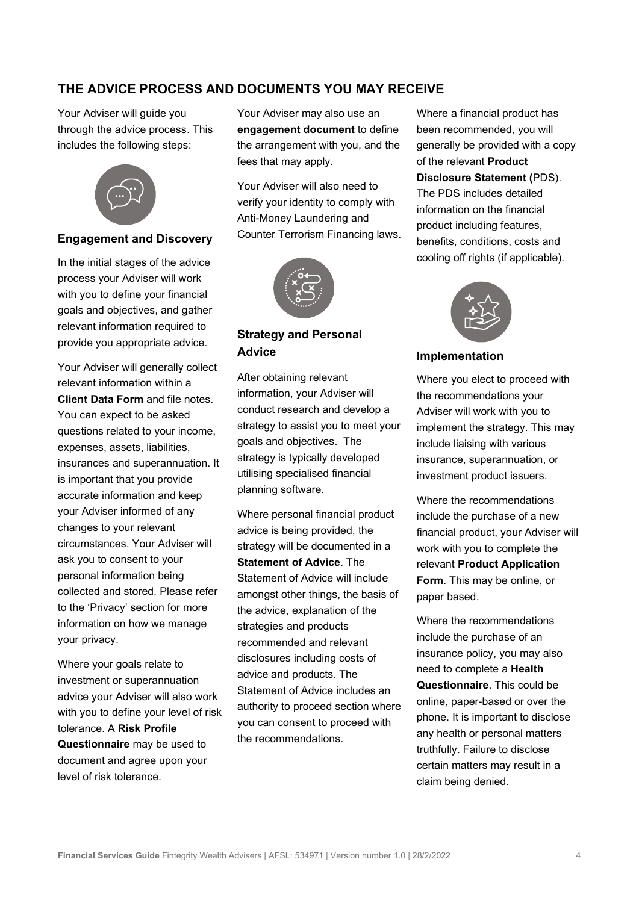## THE ADVICE PROCESS AND DOCUMENTS YOU MAY RECEIVE

Your Adviser will guide you through the advice process. This includes the following steps:

### Engagement and Discovery

In the initial stages of the advice process your Adviser will work with you to define your financial goals and objectives, and gather relevant information required to provide you appropriate advice.

Your Adviser will generally collect relevant information within a **Client Data Form** and file notes. You can expect to be asked questions related to your income, expenses, assets, liabilities, insurances and superannuation. It is important that you provide accurate information and keep your Adviser informed of any changes to your relevant circumstances. Your Adviser will ask you to consent to your personal information being collected and stored. Please refer to the 'Privacy' section for more information on how we manage your privacy.

Where your goals relate to investment or superannuation advice your Adviser will also work with you to define your level of risk tolerance. A **Risk Profile Questionnaire** may be used to document and agree upon your level of risk tolerance.

Your Adviser may also use an **engagement document** to define the arrangement with you, and the fees that may apply.

Your Adviser will also need to verify your identity to comply with Anti-Money Laundering and Counter Terrorism Financing laws.

### Strategy and Personal Advice

After obtaining relevant information, your Adviser will conduct research and develop a strategy to assist you to meet your goals and objectives. The strategy is typically developed utilising specialised financial planning software.

Where personal financial product advice is being provided, the strategy will be documented in a **Statement of Advice**. The Statement of Advice will include amongst other things, the basis of the advice, explanation of the strategies and products recommended and relevant disclosures including costs of advice and products. The Statement of Advice includes an authority to proceed section where you can consent to proceed with the recommendations.

Where a financial product has been recommended, you will generally be provided with a copy of the relevant **Product Disclosure Statement (**PDS). The PDS includes detailed information on the financial product including features, benefits, conditions, costs and cooling off rights (if applicable).

### Implementation

Where you elect to proceed with the recommendations your Adviser will work with you to implement the strategy. This may include liaising with various insurance, superannuation, or investment product issuers.

Where the recommendations include the purchase of a new financial product, your Adviser will work with you to complete the relevant **Product Application Form**. This may be online, or paper based.

Where the recommendations include the purchase of an insurance policy, you may also need to complete a **Health Questionnaire**. This could be online, paper-based or over the phone. It is important to disclose any health or personal matters truthfully. Failure to disclose certain matters may result in a claim being denied.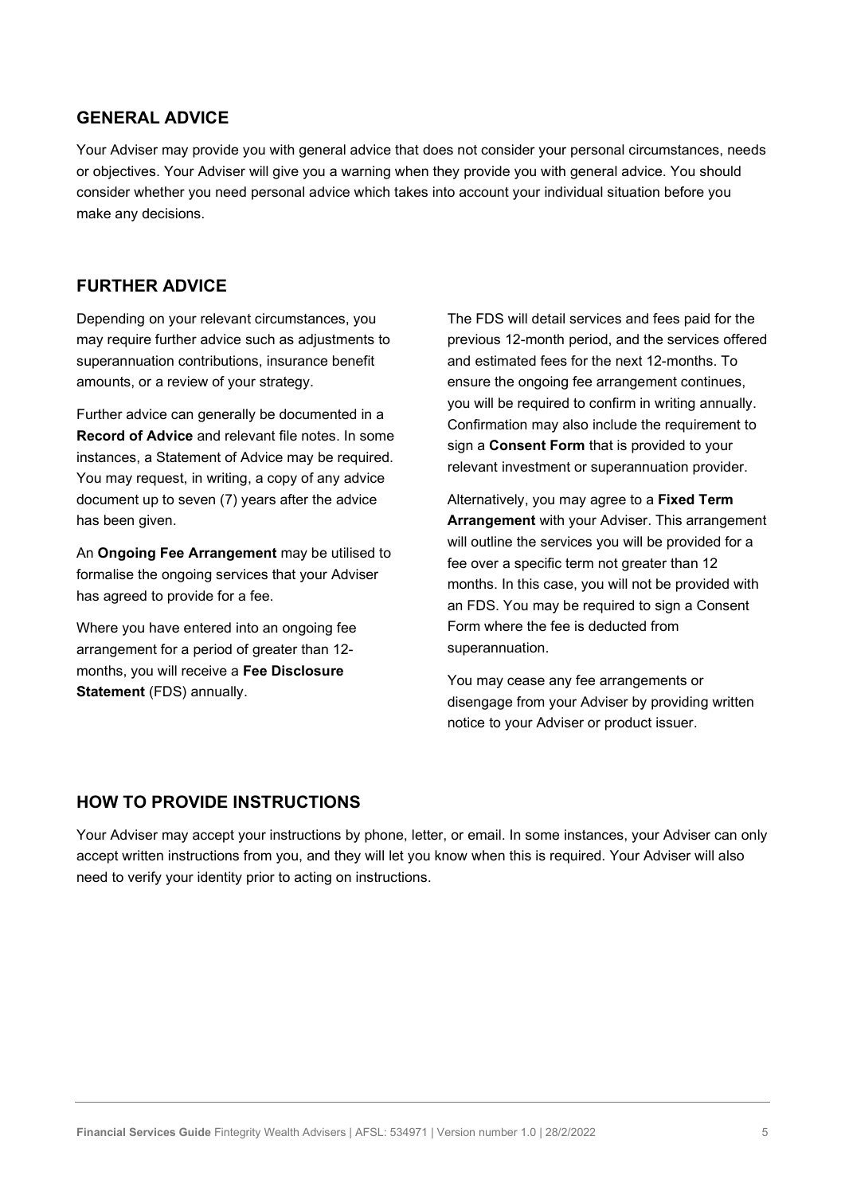## GENERAL ADVICE

Your Adviser may provide you with general advice that does not consider your personal circumstances, needs or objectives. Your Adviser will give you a warning when they provide you with general advice. You should consider whether you need personal advice which takes into account your individual situation before you make any decisions.

## FURTHER ADVICE

Depending on your relevant circumstances, you may require further advice such as adjustments to superannuation contributions, insurance benefit amounts, or a review of your strategy.

Further advice can generally be documented in a **Record of Advice** and relevant file notes. In some instances, a Statement of Advice may be required. You may request, in writing, a copy of any advice document up to seven (7) years after the advice has been given.

An **Ongoing Fee Arrangement** may be utilised to formalise the ongoing services that your Adviser has agreed to provide for a fee.

Where you have entered into an ongoing fee arrangement for a period of greater than 12-months, you will receive a **Fee Disclosure Statement** (FDS) annually.

The FDS will detail services and fees paid for the previous 12-month period, and the services offered and estimated fees for the next 12-months. To ensure the ongoing fee arrangement continues, you will be required to confirm in writing annually. Confirmation may also include the requirement to sign a **Consent Form** that is provided to your relevant investment or superannuation provider.

Alternatively, you may agree to a **Fixed Term Arrangement** with your Adviser. This arrangement will outline the services you will be provided for a fee over a specific term not greater than 12 months. In this case, you will not be provided with an FDS. You may be required to sign a Consent Form where the fee is deducted from superannuation.

You may cease any fee arrangements or disengage from your Adviser by providing written notice to your Adviser or product issuer.

## HOW TO PROVIDE INSTRUCTIONS

Your Adviser may accept your instructions by phone, letter, or email. In some instances, your Adviser can only accept written instructions from you, and they will let you know when this is required. Your Adviser will also need to verify your identity prior to acting on instructions.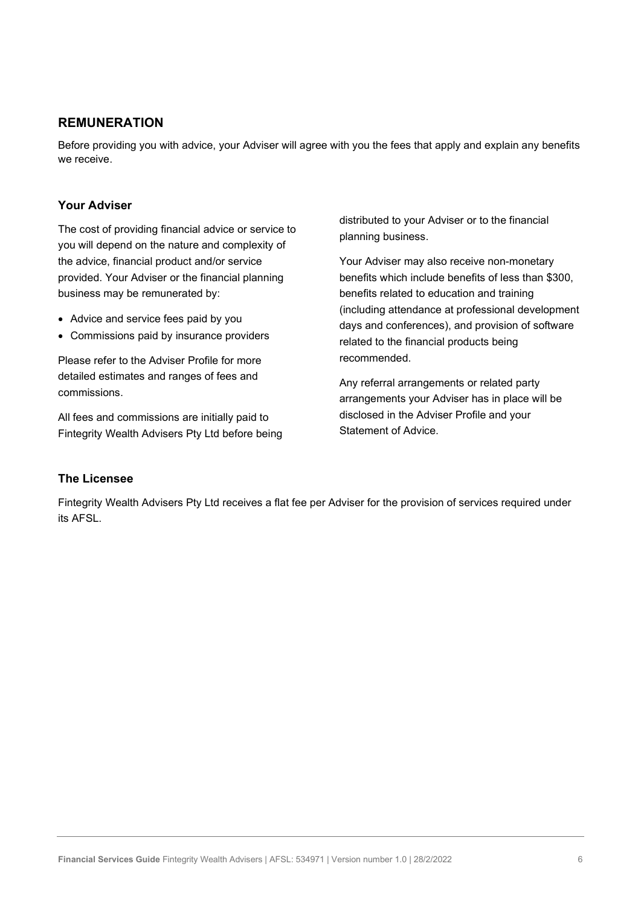## REMUNERATION

Before providing you with advice, your Adviser will agree with you the fees that apply and explain any benefits we receive.

### Your Adviser

The cost of providing financial advice or service to you will depend on the nature and complexity of the advice, financial product and/or service provided. Your Adviser or the financial planning business may be remunerated by:

- Advice and service fees paid by you
- Commissions paid by insurance providers

Please refer to the Adviser Profile for more detailed estimates and ranges of fees and commissions.

All fees and commissions are initially paid to Fintegrity Wealth Advisers Pty Ltd before being distributed to your Adviser or to the financial planning business.

Your Adviser may also receive non-monetary benefits which include benefits of less than $300, benefits related to education and training (including attendance at professional development days and conferences), and provision of software related to the financial products being recommended.

Any referral arrangements or related party arrangements your Adviser has in place will be disclosed in the Adviser Profile and your Statement of Advice.

### The Licensee

Fintegrity Wealth Advisers Pty Ltd receives a flat fee per Adviser for the provision of services required under its AFSL.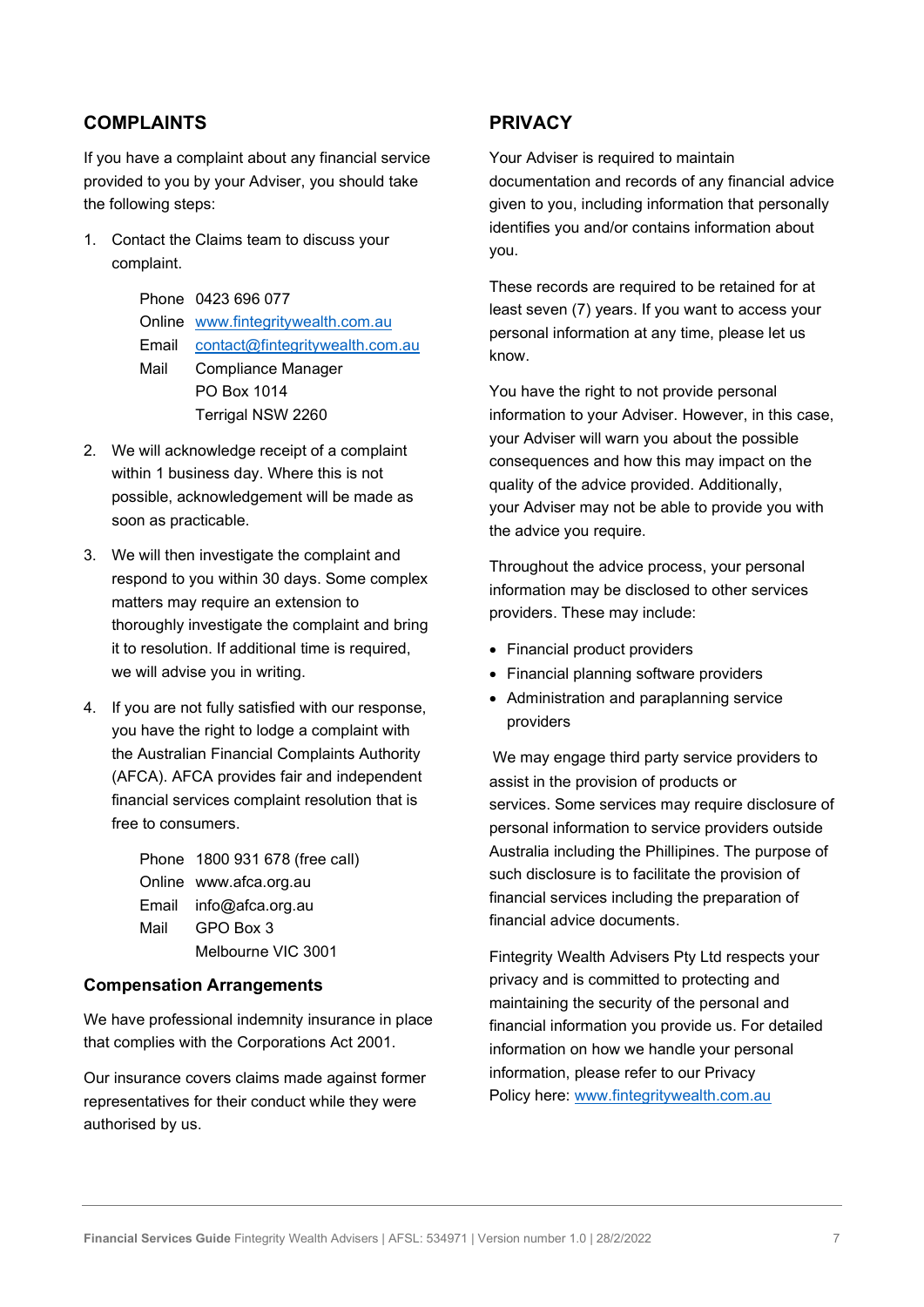## COMPLAINTS

If you have a complaint about any financial service provided to you by your Adviser, you should take the following steps:

1. Contact the Claims team to discuss your complaint.

   Phone 0423 696 077
   Online www.fintegritywealth.com.au
   Email contact@fintegritywealth.com.au
   Mail Compliance Manager
   PO Box 1014
   Terrigal NSW 2260

2. We will acknowledge receipt of a complaint within 1 business day. Where this is not possible, acknowledgement will be made as soon as practicable.

3. We will then investigate the complaint and respond to you within 30 days. Some complex matters may require an extension to thoroughly investigate the complaint and bring it to resolution. If additional time is required, we will advise you in writing.

4. If you are not fully satisfied with our response, you have the right to lodge a complaint with the Australian Financial Complaints Authority (AFCA). AFCA provides fair and independent financial services complaint resolution that is free to consumers.

   Phone 1800 931 678 (free call)
   Online www.afca.org.au
   Email info@afca.org.au
   Mail GPO Box 3
   Melbourne VIC 3001

### Compensation Arrangements

We have professional indemnity insurance in place that complies with the Corporations Act 2001.

Our insurance covers claims made against former representatives for their conduct while they were authorised by us.

## PRIVACY

Your Adviser is required to maintain documentation and records of any financial advice given to you, including information that personally identifies you and/or contains information about you.

These records are required to be retained for at least seven (7) years. If you want to access your personal information at any time, please let us know.

You have the right to not provide personal information to your Adviser. However, in this case, your Adviser will warn you about the possible consequences and how this may impact on the quality of the advice provided. Additionally, your Adviser may not be able to provide you with the advice you require.

Throughout the advice process, your personal information may be disclosed to other services providers. These may include:

- Financial product providers
- Financial planning software providers
- Administration and paraplanning service providers

We may engage third party service providers to assist in the provision of products or services. Some services may require disclosure of personal information to service providers outside Australia including the Phillipines. The purpose of such disclosure is to facilitate the provision of financial services including the preparation of financial advice documents.

Fintegrity Wealth Advisers Pty Ltd respects your privacy and is committed to protecting and maintaining the security of the personal and financial information you provide us. For detailed information on how we handle your personal information, please refer to our Privacy Policy here: www.fintegritywealth.com.au